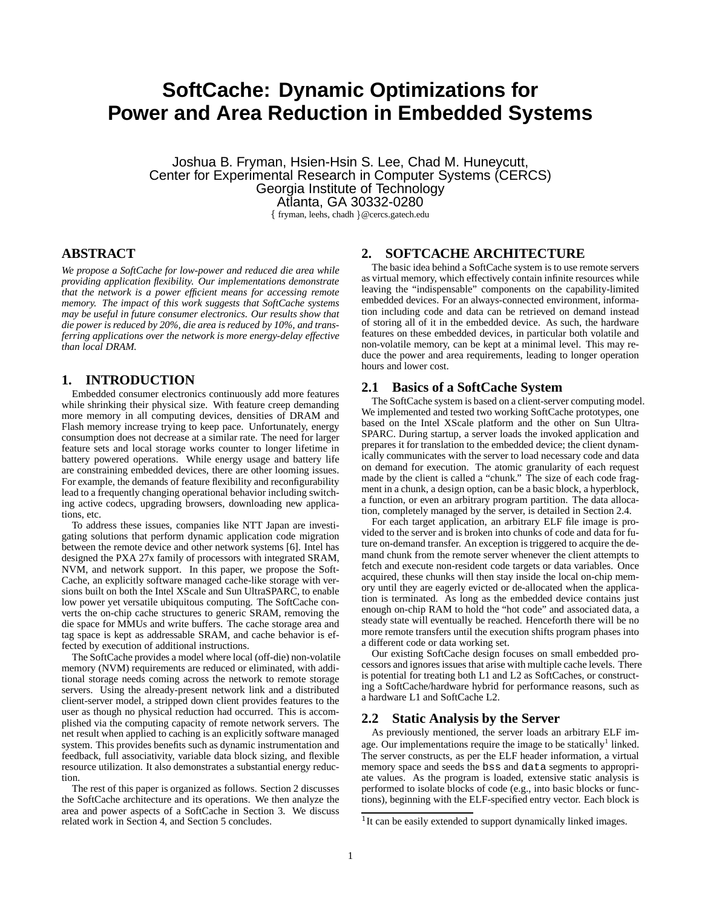# SoftCache: Dynamic Optimizations for Power and Area Reduction in Embedded Systems

Joshua B. Fryman, Hsien-Hsin S. Lee, Chad M. Huneycutt,
Center for Experimental Research in Computer Systems (CERCS)
Georgia Institute of Technology
Atlanta, GA 30332-0280
{ fryman, leehs, chadh }@cercs.gatech.edu

## ABSTRACT

*We propose a SoftCache for low-power and reduced die area while providing application flexibility. Our implementations demonstrate that the network is a power efficient means for accessing remote memory. The impact of this work suggests that SoftCache systems may be useful in future consumer electronics. Our results show that die power is reduced by 20%, die area is reduced by 10%, and transferring applications over the network is more energy-delay effective than local DRAM.*

## 1. INTRODUCTION

Embedded consumer electronics continuously add more features while shrinking their physical size. With feature creep demanding more memory in all computing devices, densities of DRAM and Flash memory increase trying to keep pace. Unfortunately, energy consumption does not decrease at a similar rate. The need for larger feature sets and local storage works counter to longer lifetime in battery powered operations. While energy usage and battery life are constraining embedded devices, there are other looming issues. For example, the demands of feature flexibility and reconfigurability lead to a frequently changing operational behavior including switching active codecs, upgrading browsers, downloading new applications, etc.

To address these issues, companies like NTT Japan are investigating solutions that perform dynamic application code migration between the remote device and other network systems [6]. Intel has designed the PXA 27x family of processors with integrated SRAM, NVM, and network support. In this paper, we propose the SoftCache, an explicitly software managed cache-like storage with versions built on both the Intel XScale and Sun UltraSPARC, to enable low power yet versatile ubiquitous computing. The SoftCache converts the on-chip cache structures to generic SRAM, removing the die space for MMUs and write buffers. The cache storage area and tag space is kept as addressable SRAM, and cache behavior is effected by execution of additional instructions.

The SoftCache provides a model where local (off-die) non-volatile memory (NVM) requirements are reduced or eliminated, with additional storage needs coming across the network to remote storage servers. Using the already-present network link and a distributed client-server model, a stripped down client provides features to the user as though no physical reduction had occurred. This is accomplished via the computing capacity of remote network servers. The net result when applied to caching is an explicitly software managed system. This provides benefits such as dynamic instrumentation and feedback, full associativity, variable data block sizing, and flexible resource utilization. It also demonstrates a substantial energy reduction.

The rest of this paper is organized as follows. Section 2 discusses the SoftCache architecture and its operations. We then analyze the area and power aspects of a SoftCache in Section 3. We discuss related work in Section 4, and Section 5 concludes.

## 2. SOFTCACHE ARCHITECTURE

The basic idea behind a SoftCache system is to use remote servers as virtual memory, which effectively contain infinite resources while leaving the "indispensable" components on the capability-limited embedded devices. For an always-connected environment, information including code and data can be retrieved on demand instead of storing all of it in the embedded device. As such, the hardware features on these embedded devices, in particular both volatile and non-volatile memory, can be kept at a minimal level. This may reduce the power and area requirements, leading to longer operation hours and lower cost.

### 2.1 Basics of a SoftCache System

The SoftCache system is based on a client-server computing model. We implemented and tested two working SoftCache prototypes, one based on the Intel XScale platform and the other on Sun UltraSPARC. During startup, a server loads the invoked application and prepares it for translation to the embedded device; the client dynamically communicates with the server to load necessary code and data on demand for execution. The atomic granularity of each request made by the client is called a "chunk." The size of each code fragment in a chunk, a design option, can be a basic block, a hyperblock, a function, or even an arbitrary program partition. The data allocation, completely managed by the server, is detailed in Section 2.4.

For each target application, an arbitrary ELF file image is provided to the server and is broken into chunks of code and data for future on-demand transfer. An exception is triggered to acquire the demand chunk from the remote server whenever the client attempts to fetch and execute non-resident code targets or data variables. Once acquired, these chunks will then stay inside the local on-chip memory until they are eagerly evicted or de-allocated when the application is terminated. As long as the embedded device contains just enough on-chip RAM to hold the "hot code" and associated data, a steady state will eventually be reached. Henceforth there will be no more remote transfers until the execution shifts program phases into a different code or data working set.

Our existing SoftCache design focuses on small embedded processors and ignores issues that arise with multiple cache levels. There is potential for treating both L1 and L2 as SoftCaches, or constructing a SoftCache/hardware hybrid for performance reasons, such as a hardware L1 and SoftCache L2.

### 2.2 Static Analysis by the Server

As previously mentioned, the server loads an arbitrary ELF image. Our implementations require the image to be statically[1] linked. The server constructs, as per the ELF header information, a virtual memory space and seeds the `bss` and `data` segments to appropriate values. As the program is loaded, extensive static analysis is performed to isolate blocks of code (e.g., into basic blocks or functions), beginning with the ELF-specified entry vector. Each block is

[1] It can be easily extended to support dynamically linked images.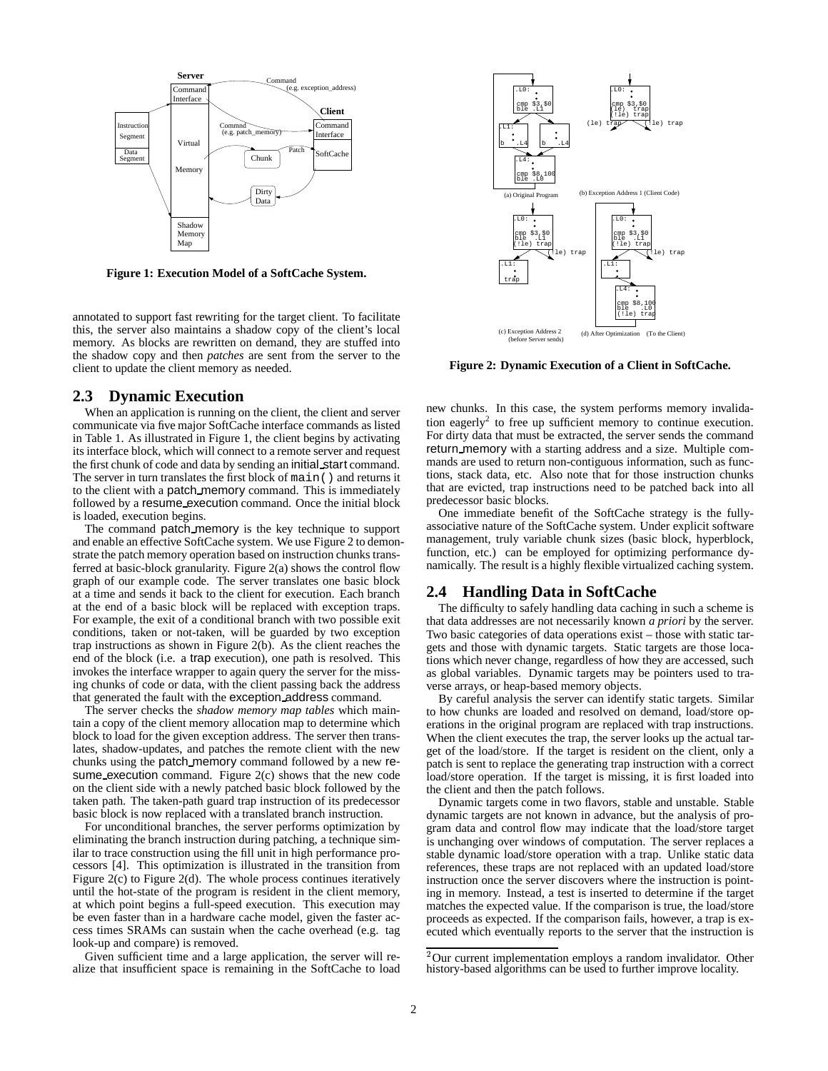**Figure 1: Execution Model of a SoftCache System.**

**Figure 2: Dynamic Execution of a Client in SoftCache.**

annotated to support fast rewriting for the target client. To facilitate this, the server also maintains a shadow copy of the client's local memory. As blocks are rewritten on demand, they are stuffed into the shadow copy and then *patches* are sent from the server to the client to update the client memory as needed.

## 2.3 Dynamic Execution

When an application is running on the client, the client and server communicate via five major SoftCache interface commands as listed in Table 1. As illustrated in Figure 1, the client begins by activating its interface block, which will connect to a remote server and request the first chunk of code and data by sending an initial_start command. The server in turn translates the first block of `main()` and returns it to the client with a patch_memory command. This is immediately followed by a resume_execution command. Once the initial block is loaded, execution begins.

The command patch_memory is the key technique to support and enable an effective SoftCache system. We use Figure 2 to demonstrate the patch memory operation based on instruction chunks transferred at basic-block granularity. Figure 2(a) shows the control flow graph of our example code. The server translates one basic block at a time and sends it back to the client for execution. Each branch at the end of a basic block will be replaced with exception traps. For example, the exit of a conditional branch with two possible exit conditions, taken or not-taken, will be guarded by two exception trap instructions as shown in Figure 2(b). As the client reaches the end of the block (i.e. a trap execution), one path is resolved. This invokes the interface wrapper to again query the server for the missing chunks of code or data, with the client passing back the address that generated the fault with the exception_address command.

The server checks the *shadow memory map tables* which maintain a copy of the client memory allocation map to determine which block to load for the given exception address. The server then translates, shadow-updates, and patches the remote client with the new chunks using the patch_memory command followed by a new resume_execution command. Figure 2(c) shows that the new code on the client side with a newly patched basic block followed by the taken path. The taken-path guard trap instruction of its predecessor basic block is now replaced with a translated branch instruction.

For unconditional branches, the server performs optimization by eliminating the branch instruction during patching, a technique similar to trace construction using the fill unit in high performance processors [4]. This optimization is illustrated in the transition from Figure 2(c) to Figure 2(d). The whole process continues iteratively until the hot-state of the program is resident in the client memory, at which point begins a full-speed execution. This execution may be even faster than in a hardware cache model, given the faster access times SRAMs can sustain when the cache overhead (e.g. tag look-up and compare) is removed.

Given sufficient time and a large application, the server will realize that insufficient space is remaining in the SoftCache to load new chunks. In this case, the system performs memory invalidation eagerly[2] to free up sufficient memory to continue execution. For dirty data that must be extracted, the server sends the command return_memory with a starting address and a size. Multiple commands are used to return non-contiguous information, such as functions, stack data, etc. Also note that for those instruction chunks that are evicted, trap instructions need to be patched back into all predecessor basic blocks.

One immediate benefit of the SoftCache strategy is the fully-associative nature of the SoftCache system. Under explicit software management, truly variable chunk sizes (basic block, hyperblock, function, etc.) can be employed for optimizing performance dynamically. The result is a highly flexible virtualized caching system.

## 2.4 Handling Data in SoftCache

The difficulty to safely handling data caching in such a scheme is that data addresses are not necessarily known *a priori* by the server. Two basic categories of data operations exist – those with static targets and those with dynamic targets. Static targets are those locations which never change, regardless of how they are accessed, such as global variables. Dynamic targets may be pointers used to traverse arrays, or heap-based memory objects.

By careful analysis the server can identify static targets. Similar to how chunks are loaded and resolved on demand, load/store operations in the original program are replaced with trap instructions. When the client executes the trap, the server looks up the actual target of the load/store. If the target is resident on the client, only a patch is sent to replace the generating trap instruction with a correct load/store operation. If the target is missing, it is first loaded into the client and then the patch follows.

Dynamic targets come in two flavors, stable and unstable. Stable dynamic targets are not known in advance, but the analysis of program data and control flow may indicate that the load/store target is unchanging over windows of computation. The server replaces a stable dynamic load/store operation with a trap. Unlike static data references, these traps are not replaced with an updated load/store instruction once the server discovers where the instruction is pointing in memory. Instead, a test is inserted to determine if the target matches the expected value. If the comparison is true, the load/store proceeds as expected. If the comparison fails, however, a trap is executed which eventually reports to the server that the instruction is

[2] Our current implementation employs a random invalidator. Other history-based algorithms can be used to further improve locality.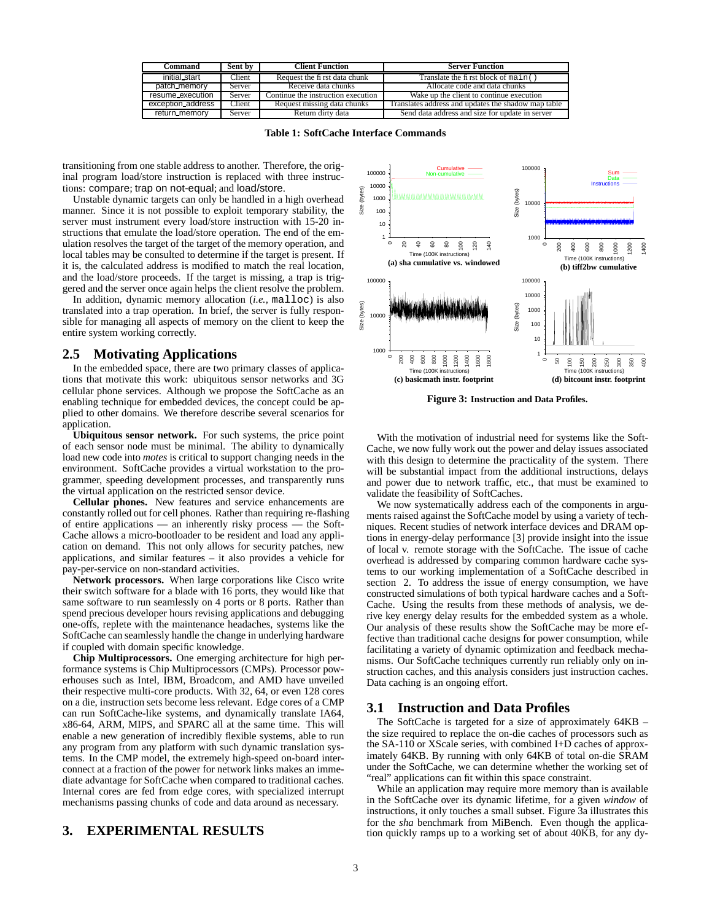| Command | Sent by | Client Function | Server Function |
| --- | --- | --- | --- |
| initial_start | Client | Request the first data chunk | Translate the first block of `main()` |
| patch_memory | Server | Receive data chunks | Allocate code and data chunks |
| resume_execution | Server | Continue the instruction execution | Wake up the client to continue execution |
| exception_address | Client | Request missing data chunks | Translates address and updates the shadow map table |
| return_memory | Server | Return dirty data | Send data address and size for update in server |

**Table 1: SoftCache Interface Commands**

transitioning from one stable address to another. Therefore, the original program load/store instruction is replaced with three instructions: compare; trap on not-equal; and load/store.

Unstable dynamic targets can only be handled in a high overhead manner. Since it is not possible to exploit temporary stability, the server must instrument every load/store instruction with 15-20 instructions that emulate the load/store operation. The end of the emulation resolves the target of the target of the memory operation, and local tables may be consulted to determine if the target is present. If it is, the calculated address is modified to match the real location, and the load/store proceeds. If the target is missing, a trap is triggered and the server once again helps the client resolve the problem.

In addition, dynamic memory allocation (*i.e.,* `malloc`) is also translated into a trap operation. In brief, the server is fully responsible for managing all aspects of memory on the client to keep the entire system working correctly.

## 2.5 Motivating Applications

In the embedded space, there are two primary classes of applications that motivate this work: ubiquitous sensor networks and 3G cellular phone services. Although we propose the SoftCache as an enabling technique for embedded devices, the concept could be applied to other domains. We therefore describe several scenarios for application.

**Ubiquitous sensor network.** For such systems, the price point of each sensor node must be minimal. The ability to dynamically load new code into *motes* is critical to support changing needs in the environment. SoftCache provides a virtual workstation to the programmer, speeding development processes, and transparently runs the virtual application on the restricted sensor device.

**Cellular phones.** New features and service enhancements are constantly rolled out for cell phones. Rather than requiring re-flashing of entire applications — an inherently risky process — the SoftCache allows a micro-bootloader to be resident and load any application on demand. This not only allows for security patches, new applications, and similar features – it also provides a vehicle for pay-per-service on non-standard activities.

**Network processors.** When large corporations like Cisco write their switch software for a blade with 16 ports, they would like that same software to run seamlessly on 4 ports or 8 ports. Rather than spend precious developer hours revising applications and debugging one-offs, replete with the maintenance headaches, systems like the SoftCache can seamlessly handle the change in underlying hardware if coupled with domain specific knowledge.

**Chip Multiprocessors.** One emerging architecture for high performance systems is Chip Multiprocessors (CMPs). Processor powerhouses such as Intel, IBM, Broadcom, and AMD have unveiled their respective multi-core products. With 32, 64, or even 128 cores on a die, instruction sets become less relevant. Edge cores of a CMP can run SoftCache-like systems, and dynamically translate IA64, x86-64, ARM, MIPS, and SPARC all at the same time. This will enable a new generation of incredibly flexible systems, able to run any program from any platform with such dynamic translation systems. In the CMP model, the extremely high-speed on-board interconnect at a fraction of the power for network links makes an immediate advantage for SoftCache when compared to traditional caches. Internal cores are fed from edge cores, with specialized interrupt mechanisms passing chunks of code and data around as necessary.

# 3. EXPERIMENTAL RESULTS

(a) sha cumulative vs. windowed

(b) tiff2bw cumulative

(c) basicmath instr. footprint

(d) bitcount instr. footprint

**Figure 3:** Instruction and Data Profiles.

With the motivation of industrial need for systems like the SoftCache, we now fully work out the power and delay issues associated with this design to determine the practicality of the system. There will be substantial impact from the additional instructions, delays and power due to network traffic, etc., that must be examined to validate the feasibility of SoftCaches.

We now systematically address each of the components in arguments raised against the SoftCache model by using a variety of techniques. Recent studies of network interface devices and DRAM options in energy-delay performance [3] provide insight into the issue of local v. remote storage with the SoftCache. The issue of cache overhead is addressed by comparing common hardware cache systems to our working implementation of a SoftCache described in section 2. To address the issue of energy consumption, we have constructed simulations of both typical hardware caches and a SoftCache. Using the results from these methods of analysis, we derive key energy delay results for the embedded system as a whole. Our analysis of these results show the SoftCache may be more effective than traditional cache designs for power consumption, while facilitating a variety of dynamic optimization and feedback mechanisms. Our SoftCache techniques currently run reliably only on instruction caches, and this analysis considers just instruction caches. Data caching is an ongoing effort.

## 3.1 Instruction and Data Profiles

The SoftCache is targeted for a size of approximately 64KB – the size required to replace the on-die caches of processors such as the SA-110 or XScale series, with combined I+D caches of approximately 64KB. By running with only 64KB of total on-die SRAM under the SoftCache, we can determine whether the working set of "real" applications can fit within this space constraint.

While an application may require more memory than is available in the SoftCache over its dynamic lifetime, for a given *window* of instructions, it only touches a small subset. Figure 3a illustrates this for the *sha* benchmark from MiBench. Even though the application quickly ramps up to a working set of about 40KB, for any dy-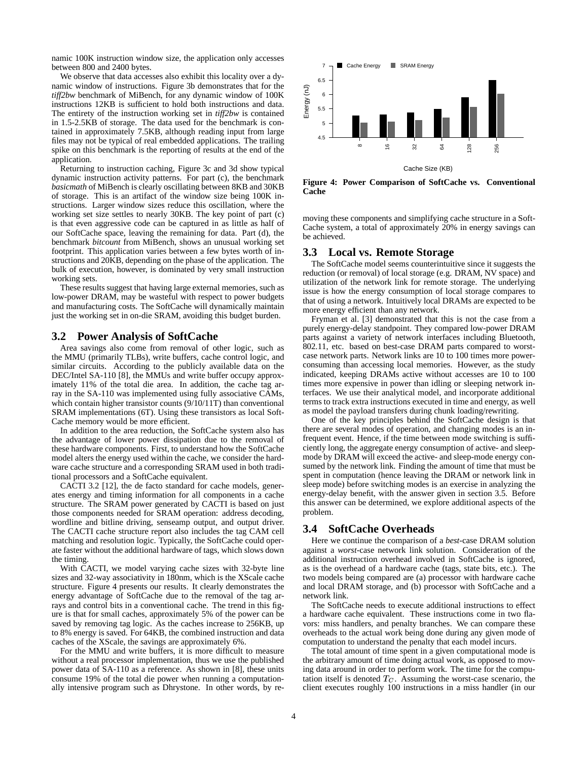namic 100K instruction window size, the application only accesses between 800 and 2400 bytes.

We observe that data accesses also exhibit this locality over a dynamic window of instructions. Figure 3b demonstrates that for the *tiff2bw* benchmark of MiBench, for any dynamic window of 100K instructions 12KB is sufficient to hold both instructions and data. The entirety of the instruction working set in *tiff2bw* is contained in 1.5-2.5KB of storage. The data used for the benchmark is contained in approximately 7.5KB, although reading input from large files may not be typical of real embedded applications. The trailing spike on this benchmark is the reporting of results at the end of the application.

Returning to instruction caching, Figure 3c and 3d show typical dynamic instruction activity patterns. For part (c), the benchmark *basicmath* of MiBench is clearly oscillating between 8KB and 30KB of storage. This is an artifact of the window size being 100K instructions. Larger window sizes reduce this oscillation, where the working set size settles to nearly 30KB. The key point of part (c) is that even aggressive code can be captured in as little as half of our SoftCache space, leaving the remaining for data. Part (d), the benchmark *bitcount* from MiBench, shows an unusual working set footprint. This application varies between a few bytes worth of instructions and 20KB, depending on the phase of the application. The bulk of execution, however, is dominated by very small instruction working sets.

These results suggest that having large external memories, such as low-power DRAM, may be wasteful with respect to power budgets and manufacturing costs. The SoftCache will dynamically maintain just the working set in on-die SRAM, avoiding this budget burden.

## 3.2 Power Analysis of SoftCache

Area savings also come from removal of other logic, such as the MMU (primarily TLBs), write buffers, cache control logic, and similar circuits. According to the publicly available data on the DEC/Intel SA-110 [8], the MMUs and write buffer occupy approximately 11% of the total die area. In addition, the cache tag array in the SA-110 was implemented using fully associative CAMs, which contain higher transistor counts (9/10/11T) than conventional SRAM implementations (6T). Using these transistors as local SoftCache memory would be more efficient.

In addition to the area reduction, the SoftCache system also has the advantage of lower power dissipation due to the removal of these hardware components. First, to understand how the SoftCache model alters the energy used within the cache, we consider the hardware cache structure and a corresponding SRAM used in both traditional processors and a SoftCache equivalent.

CACTI 3.2 [12], the de facto standard for cache models, generates energy and timing information for all components in a cache structure. The SRAM power generated by CACTI is based on just those components needed for SRAM operation: address decoding, wordline and bitline driving, senseamp output, and output driver. The CACTI cache structure report also includes the tag CAM cell matching and resolution logic. Typically, the SoftCache could operate faster without the additional hardware of tags, which slows down the timing.

With CACTI, we model varying cache sizes with 32-byte line sizes and 32-way associativity in 180nm, which is the XScale cache structure. Figure 4 presents our results. It clearly demonstrates the energy advantage of SoftCache due to the removal of the tag arrays and control bits in a conventional cache. The trend in this figure is that for small caches, approximately 5% of the power can be saved by removing tag logic. As the caches increase to 256KB, up to 8% energy is saved. For 64KB, the combined instruction and data caches of the XScale, the savings are approximately 6%.

For the MMU and write buffers, it is more difficult to measure without a real processor implementation, thus we use the published power data of SA-110 as a reference. As shown in [8], these units consume 19% of the total die power when running a computationally intensive program such as Dhrystone. In other words, by removing these components and simplifying cache structure in a SoftCache system, a total of approximately 20% in energy savings can be achieved.

**Figure 4: Power Comparison of SoftCache vs. Conventional Cache**

## 3.3 Local vs. Remote Storage

The SoftCache model seems counterintuitive since it suggests the reduction (or removal) of local storage (e.g. DRAM, NV space) and utilization of the network link for remote storage. The underlying issue is how the energy consumption of local storage compares to that of using a network. Intuitively local DRAMs are expected to be more energy efficient than any network.

Fryman et al. [3] demonstrated that this is not the case from a purely energy-delay standpoint. They compared low-power DRAM parts against a variety of network interfaces including Bluetooth, 802.11, etc. based on best-case DRAM parts compared to worst-case network parts. Network links are 10 to 100 times more power-consuming than accessing local memories. However, as the study indicated, keeping DRAMs active without accesses are 10 to 100 times more expensive in power than idling or sleeping network interfaces. We use their analytical model, and incorporate additional terms to track extra instructions executed in time and energy, as well as model the payload transfers during chunk loading/rewriting.

One of the key principles behind the SoftCache design is that there are several modes of operation, and changing modes is an infrequent event. Hence, if the time between mode switching is sufficiently long, the aggregate energy consumption of active- and sleep-mode by DRAM will exceed the active- and sleep-mode energy consumed by the network link. Finding the amount of time that must be spent in computation (hence leaving the DRAM or network link in sleep mode) before switching modes is an exercise in analyzing the energy-delay benefit, with the answer given in section 3.5. Before this answer can be determined, we explore additional aspects of the problem.

## 3.4 SoftCache Overheads

Here we continue the comparison of a *best*-case DRAM solution against a *worst*-case network link solution. Consideration of the additional instruction overhead involved in SoftCache is ignored, as is the overhead of a hardware cache (tags, state bits, etc.). The two models being compared are (a) processor with hardware cache and local DRAM storage, and (b) processor with SoftCache and a network link.

The SoftCache needs to execute additional instructions to effect a hardware cache equivalent. These instructions come in two flavors: miss handlers, and penalty branches. We can compare these overheads to the actual work being done during any given mode of computation to understand the penalty that each model incurs.

The total amount of time spent in a given computational mode is the arbitrary amount of time doing actual work, as opposed to moving data around in order to perform work. The time for the computation itself is denoted $T_C$. Assuming the worst-case scenario, the client executes roughly 100 instructions in a miss handler (in our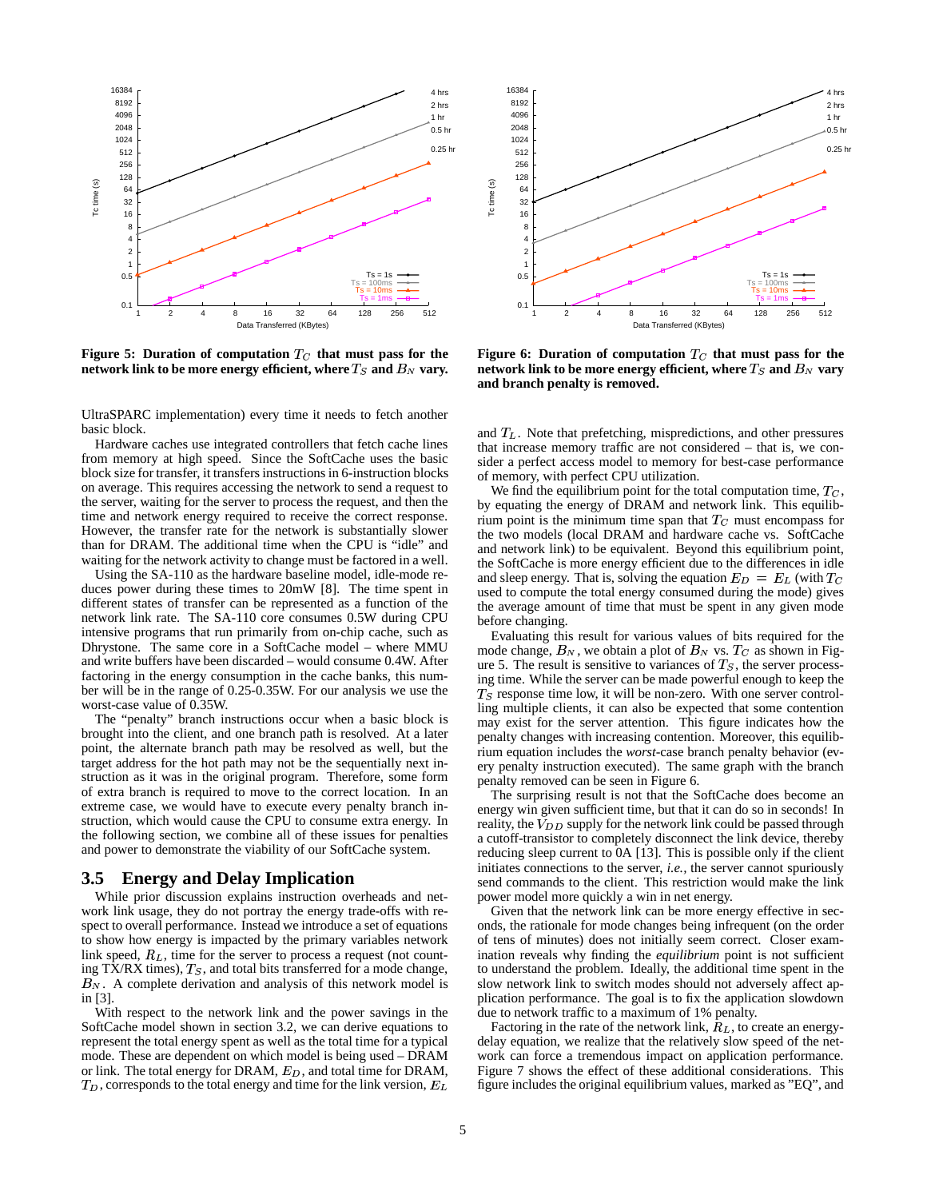**Figure 5: Duration of computation $T_C$ that must pass for the network link to be more energy efficient, where $T_S$ and $B_N$ vary.**

**Figure 6: Duration of computation $T_C$ that must pass for the network link to be more energy efficient, where $T_S$ and $B_N$ vary and branch penalty is removed.**

UltraSPARC implementation) every time it needs to fetch another basic block.

Hardware caches use integrated controllers that fetch cache lines from memory at high speed. Since the SoftCache uses the basic block size for transfer, it transfers instructions in 6-instruction blocks on average. This requires accessing the network to send a request to the server, waiting for the server to process the request, and then the time and network energy required to receive the correct response. However, the transfer rate for the network is substantially slower than for DRAM. The additional time when the CPU is "idle" and waiting for the network activity to change must be factored in a well.

Using the SA-110 as the hardware baseline model, idle-mode reduces power during these times to 20mW [8]. The time spent in different states of transfer can be represented as a function of the network link rate. The SA-110 core consumes 0.5W during CPU intensive programs that run primarily from on-chip cache, such as Dhrystone. The same core in a SoftCache model – where MMU and write buffers have been discarded – would consume 0.4W. After factoring in the energy consumption in the cache banks, this number will be in the range of 0.25-0.35W. For our analysis we use the worst-case value of 0.35W.

The "penalty" branch instructions occur when a basic block is brought into the client, and one branch path is resolved. At a later point, the alternate branch path may be resolved as well, but the target address for the hot path may not be the sequentially next instruction as it was in the original program. Therefore, some form of extra branch is required to move to the correct location. In an extreme case, we would have to execute every penalty branch instruction, which would cause the CPU to consume extra energy. In the following section, we combine all of these issues for penalties and power to demonstrate the viability of our SoftCache system.

## 3.5 Energy and Delay Implication

While prior discussion explains instruction overheads and network link usage, they do not portray the energy trade-offs with respect to overall performance. Instead we introduce a set of equations to show how energy is impacted by the primary variables network link speed, $R_L$, time for the server to process a request (not counting TX/RX times), $T_S$, and total bits transferred for a mode change, $B_N$. A complete derivation and analysis of this network model is in [3].

With respect to the network link and the power savings in the SoftCache model shown in section 3.2, we can derive equations to represent the total energy spent as well as the total time for a typical mode. These are dependent on which model is being used – DRAM or link. The total energy for DRAM, $E_D$, and total time for DRAM, $T_D$, corresponds to the total energy and time for the link version, $E_L$ and $T_L$. Note that prefetching, mispredictions, and other pressures that increase memory traffic are not considered – that is, we consider a perfect access model to memory for best-case performance of memory, with perfect CPU utilization.

We find the equilibrium point for the total computation time, $T_C$, by equating the energy of DRAM and network link. This equilibrium point is the minimum time span that $T_C$ must encompass for the two models (local DRAM and hardware cache vs. SoftCache and network link) to be equivalent. Beyond this equilibrium point, the SoftCache is more energy efficient due to the differences in idle and sleep energy. That is, solving the equation $E_D = E_L$ (with $T_C$ used to compute the total energy consumed during the mode) gives the average amount of time that must be spent in any given mode before changing.

Evaluating this result for various values of bits required for the mode change, $B_N$, we obtain a plot of $B_N$ vs. $T_C$ as shown in Figure 5. The result is sensitive to variances of $T_S$, the server processing time. While the server can be made powerful enough to keep the $T_S$ response time low, it will be non-zero. With one server controlling multiple clients, it can also be expected that some contention may exist for the server attention. This figure indicates how the penalty changes with increasing contention. Moreover, this equilibrium equation includes the *worst*-case branch penalty behavior (every penalty instruction executed). The same graph with the branch penalty removed can be seen in Figure 6.

The surprising result is not that the SoftCache does become an energy win given sufficient time, but that it can do so in seconds! In reality, the $V_{DD}$ supply for the network link could be passed through a cutoff-transistor to completely disconnect the link device, thereby reducing sleep current to 0A [13]. This is possible only if the client initiates connections to the server, *i.e.*, the server cannot spuriously send commands to the client. This restriction would make the link power model more quickly a win in net energy.

Given that the network link can be more energy effective in seconds, the rationale for mode changes being infrequent (on the order of tens of minutes) does not initially seem correct. Closer examination reveals why finding the *equilibrium* point is not sufficient to understand the problem. Ideally, the additional time spent in the slow network link to switch modes should not adversely affect application performance. The goal is to fix the application slowdown due to network traffic to a maximum of 1% penalty.

Factoring in the rate of the network link, $R_L$, to create an energy-delay equation, we realize that the relatively slow speed of the network can force a tremendous impact on application performance. Figure 7 shows the effect of these additional considerations. This figure includes the original equilibrium values, marked as "EQ", and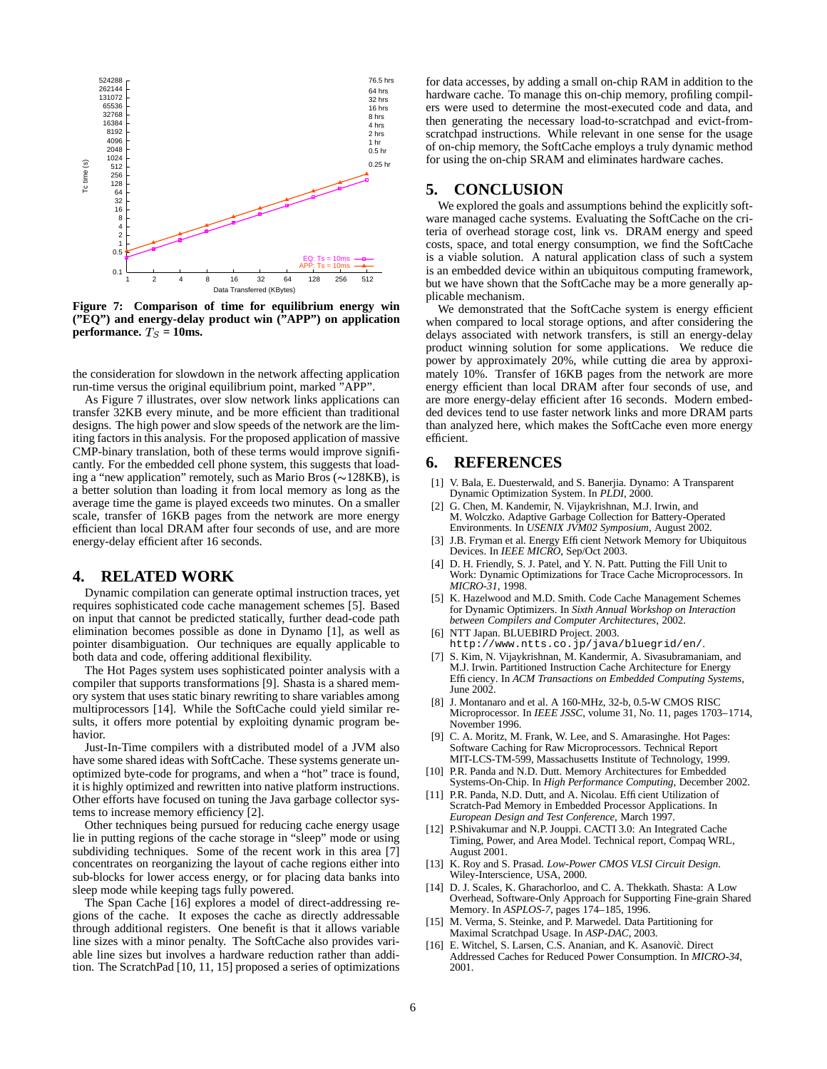524288
262144
131072
65536
32768
16384
8192
4096
2048
1024
512
256
128
64
32
16
8
4
2
1
0.5
0.1

76.5 hrs
64 hrs
32 hrs
16 hrs
8 hrs
4 hrs
2 hrs
1 hr
0.5 hr
0.25 hr

Tc time (s)

1 2 4 8 16 32 64 128 256 512

Data Transferred (KBytes)

EQ: Ts = 10ms
APP: Ts = 10ms

**Figure 7: Comparison of time for equilibrium energy win ("EQ") and energy-delay product win ("APP") on application performance. $T_S$ = 10ms.**

the consideration for slowdown in the network affecting application run-time versus the original equilibrium point, marked "APP".

As Figure 7 illustrates, over slow network links applications can transfer 32KB every minute, and be more efficient than traditional designs. The high power and slow speeds of the network are the limiting factors in this analysis. For the proposed application of massive CMP-binary translation, both of these terms would improve significantly. For the embedded cell phone system, this suggests that loading a "new application" remotely, such as Mario Bros (∼128KB), is a better solution than loading it from local memory as long as the average time the game is played exceeds two minutes. On a smaller scale, transfer of 16KB pages from the network are more energy efficient than local DRAM after four seconds of use, and are more energy-delay efficient after 16 seconds.

## 4. RELATED WORK

Dynamic compilation can generate optimal instruction traces, yet requires sophisticated code cache management schemes [5]. Based on input that cannot be predicted statically, further dead-code path elimination becomes possible as done in Dynamo [1], as well as pointer disambiguation. Our techniques are equally applicable to both data and code, offering additional flexibility.

The Hot Pages system uses sophisticated pointer analysis with a compiler that supports transformations [9]. Shasta is a shared memory system that uses static binary rewriting to share variables among multiprocessors [14]. While the SoftCache could yield similar results, it offers more potential by exploiting dynamic program behavior.

Just-In-Time compilers with a distributed model of a JVM also have some shared ideas with SoftCache. These systems generate unoptimized byte-code for programs, and when a "hot" trace is found, it is highly optimized and rewritten into native platform instructions. Other efforts have focused on tuning the Java garbage collector systems to increase memory efficiency [2].

Other techniques being pursued for reducing cache energy usage lie in putting regions of the cache storage in "sleep" mode or using subdividing techniques. Some of the recent work in this area [7] concentrates on reorganizing the layout of cache regions either into sub-blocks for lower access energy, or for placing data banks into sleep mode while keeping tags fully powered.

The Span Cache [16] explores a model of direct-addressing regions of the cache. It exposes the cache as directly addressable through additional registers. One benefit is that it allows variable line sizes with a minor penalty. The SoftCache also provides variable line sizes but involves a hardware reduction rather than addition. The ScratchPad [10, 11, 15] proposed a series of optimizations for data accesses, by adding a small on-chip RAM in addition to the hardware cache. To manage this on-chip memory, profiling compilers were used to determine the most-executed code and data, and then generating the necessary load-to-scratchpad and evict-from-scratchpad instructions. While relevant in one sense for the usage of on-chip memory, the SoftCache employs a truly dynamic method for using the on-chip SRAM and eliminates hardware caches.

## 5. CONCLUSION

We explored the goals and assumptions behind the explicitly software managed cache systems. Evaluating the SoftCache on the criteria of overhead storage cost, link vs. DRAM energy and speed costs, space, and total energy consumption, we find the SoftCache is a viable solution. A natural application class of such a system is an embedded device within an ubiquitous computing framework, but we have shown that the SoftCache may be a more generally applicable mechanism.

We demonstrated that the SoftCache system is energy efficient when compared to local storage options, and after considering the delays associated with network transfers, is still an energy-delay product winning solution for some applications. We reduce die power by approximately 20%, while cutting die area by approximately 10%. Transfer of 16KB pages from the network are more energy efficient than local DRAM after four seconds of use, and are more energy-delay efficient after 16 seconds. Modern embedded devices tend to use faster network links and more DRAM parts than analyzed here, which makes the SoftCache even more energy efficient.

## 6. REFERENCES

[1] V. Bala, E. Duesterwald, and S. Banerjia. Dynamo: A Transparent Dynamic Optimization System. In *PLDI*, 2000.

[2] G. Chen, M. Kandemir, N. Vijaykrishnan, M.J. Irwin, and M. Wolczko. Adaptive Garbage Collection for Battery-Operated Environments. In *USENIX JVM02 Symposium*, August 2002.

[3] J.B. Fryman et al. Energy Efficient Network Memory for Ubiquitous Devices. In *IEEE MICRO*, Sep/Oct 2003.

[4] D. H. Friendly, S. J. Patel, and Y. N. Patt. Putting the Fill Unit to Work: Dynamic Optimizations for Trace Cache Microprocessors. In *MICRO-31*, 1998.

[5] K. Hazelwood and M.D. Smith. Code Cache Management Schemes for Dynamic Optimizers. In *Sixth Annual Workshop on Interaction between Compilers and Computer Architectures*, 2002.

[6] NTT Japan. BLUEBIRD Project. 2003. `http://www.ntts.co.jp/java/bluegrid/en/`.

[7] S. Kim, N. Vijaykrishnan, M. Kandermir, A. Sivasubramaniam, and M.J. Irwin. Partitioned Instruction Cache Architecture for Energy Efficiency. In *ACM Transactions on Embedded Computing Systems*, June 2002.

[8] J. Montanaro and et al. A 160-MHz, 32-b, 0.5-W CMOS RISC Microprocessor. In *IEEE JSSC*, volume 31, No. 11, pages 1703–1714, November 1996.

[9] C. A. Moritz, M. Frank, W. Lee, and S. Amarasinghe. Hot Pages: Software Caching for Raw Microprocessors. Technical Report MIT-LCS-TM-599, Massachusetts Institute of Technology, 1999.

[10] P.R. Panda and N.D. Dutt. Memory Architectures for Embedded Systems-On-Chip. In *High Performance Computing*, December 2002.

[11] P.R. Panda, N.D. Dutt, and A. Nicolau. Efficient Utilization of Scratch-Pad Memory in Embedded Processor Applications. In *European Design and Test Conference*, March 1997.

[12] P.Shivakumar and N.P. Jouppi. CACTI 3.0: An Integrated Cache Timing, Power, and Area Model. Technical report, Compaq WRL, August 2001.

[13] K. Roy and S. Prasad. *Low-Power CMOS VLSI Circuit Design*. Wiley-Interscience, USA, 2000.

[14] D. J. Scales, K. Gharachorloo, and C. A. Thekkath. Shasta: A Low Overhead, Software-Only Approach for Supporting Fine-grain Shared Memory. In *ASPLOS-7*, pages 174–185, 1996.

[15] M. Verma, S. Steinke, and P. Marwedel. Data Partitioning for Maximal Scratchpad Usage. In *ASP-DAC*, 2003.

[16] E. Witchel, S. Larsen, C.S. Ananian, and K. Asanovič. Direct Addressed Caches for Reduced Power Consumption. In *MICRO-34*, 2001.